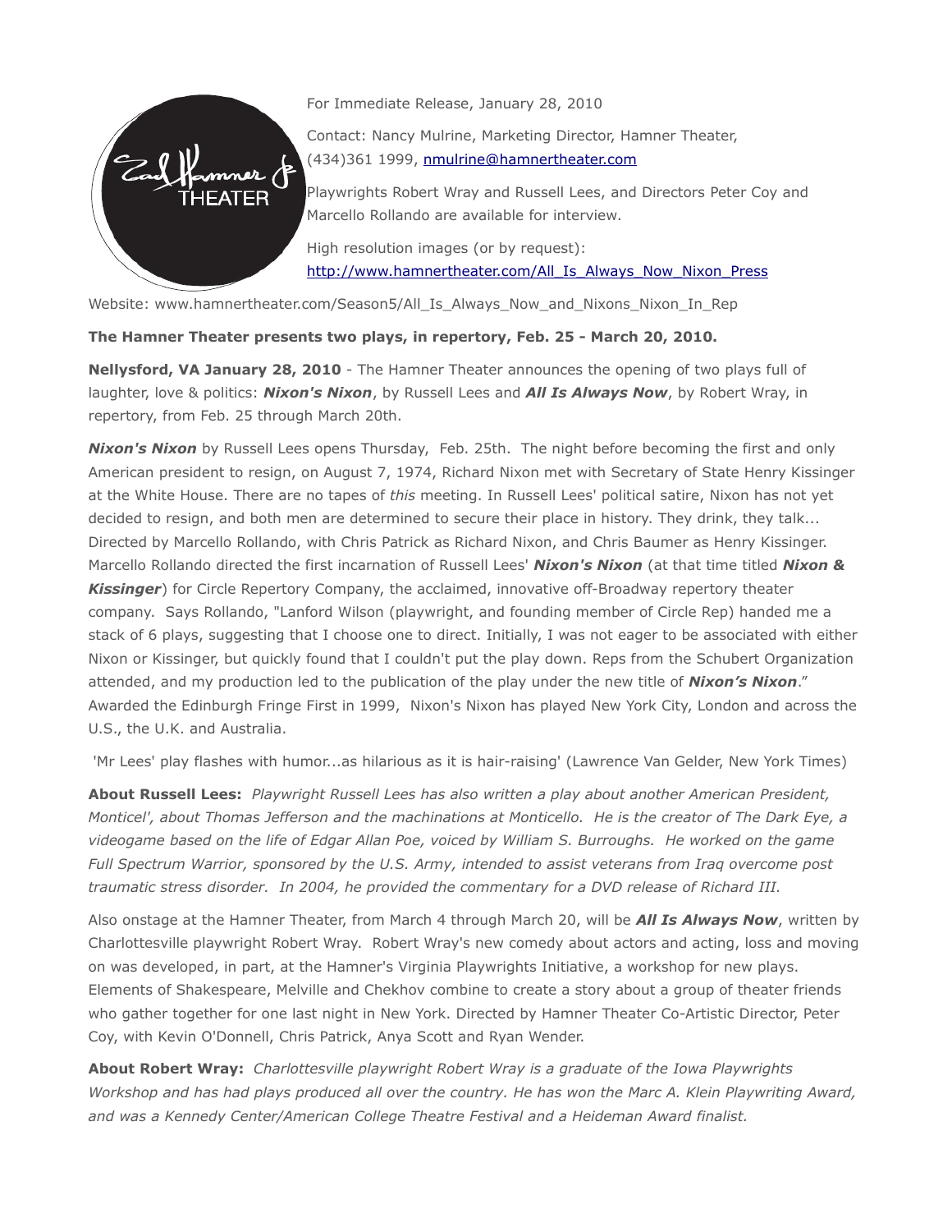For Immediate Release, January 28, 2010

Contact: Nancy Mulrine, Marketing Director, Hamner Theater, (434)361 1999, nmulrine@hamnertheater.com

Playwrights Robert Wray and Russell Lees, and Directors Peter Coy and Marcello Rollando are available for interview.

High resolution images (or by request): http://www.hamnertheater.com/All_Is_Always_Now_Nixon_Press

Website: www.hamnertheater.com/Season5/All_Is_Always_Now_and_Nixons_Nixon_In_Rep

**The Hamner Theater presents two plays, in repertory, Feb. 25 - March 20, 2010.**

**Nellysford, VA January 28, 2010** - The Hamner Theater announces the opening of two plays full of laughter, love & politics: ***Nixon's Nixon***, by Russell Lees and ***All Is Always Now***, by Robert Wray, in repertory, from Feb. 25 through March 20th.

***Nixon's Nixon*** by Russell Lees opens Thursday, Feb. 25th. The night before becoming the first and only American president to resign, on August 7, 1974, Richard Nixon met with Secretary of State Henry Kissinger at the White House. There are no tapes of *this* meeting. In Russell Lees' political satire, Nixon has not yet decided to resign, and both men are determined to secure their place in history. They drink, they talk... Directed by Marcello Rollando, with Chris Patrick as Richard Nixon, and Chris Baumer as Henry Kissinger. Marcello Rollando directed the first incarnation of Russell Lees' ***Nixon's Nixon*** (at that time titled ***Nixon & Kissinger***) for Circle Repertory Company, the acclaimed, innovative off-Broadway repertory theater company. Says Rollando, "Lanford Wilson (playwright, and founding member of Circle Rep) handed me a stack of 6 plays, suggesting that I choose one to direct. Initially, I was not eager to be associated with either Nixon or Kissinger, but quickly found that I couldn't put the play down. Reps from the Schubert Organization attended, and my production led to the publication of the play under the new title of ***Nixon's Nixon***." Awarded the Edinburgh Fringe First in 1999, Nixon's Nixon has played New York City, London and across the U.S., the U.K. and Australia.

'Mr Lees' play flashes with humor...as hilarious as it is hair-raising' (Lawrence Van Gelder, New York Times)

**About Russell Lees:** *Playwright Russell Lees has also written a play about another American President, Monticel', about Thomas Jefferson and the machinations at Monticello. He is the creator of The Dark Eye, a videogame based on the life of Edgar Allan Poe, voiced by William S. Burroughs. He worked on the game Full Spectrum Warrior, sponsored by the U.S. Army, intended to assist veterans from Iraq overcome post traumatic stress disorder. In 2004, he provided the commentary for a DVD release of Richard III.*

Also onstage at the Hamner Theater, from March 4 through March 20, will be ***All Is Always Now***, written by Charlottesville playwright Robert Wray. Robert Wray's new comedy about actors and acting, loss and moving on was developed, in part, at the Hamner's Virginia Playwrights Initiative, a workshop for new plays. Elements of Shakespeare, Melville and Chekhov combine to create a story about a group of theater friends who gather together for one last night in New York. Directed by Hamner Theater Co-Artistic Director, Peter Coy, with Kevin O'Donnell, Chris Patrick, Anya Scott and Ryan Wender.

**About Robert Wray:** *Charlottesville playwright Robert Wray is a graduate of the Iowa Playwrights Workshop and has had plays produced all over the country. He has won the Marc A. Klein Playwriting Award, and was a Kennedy Center/American College Theatre Festival and a Heideman Award finalist.*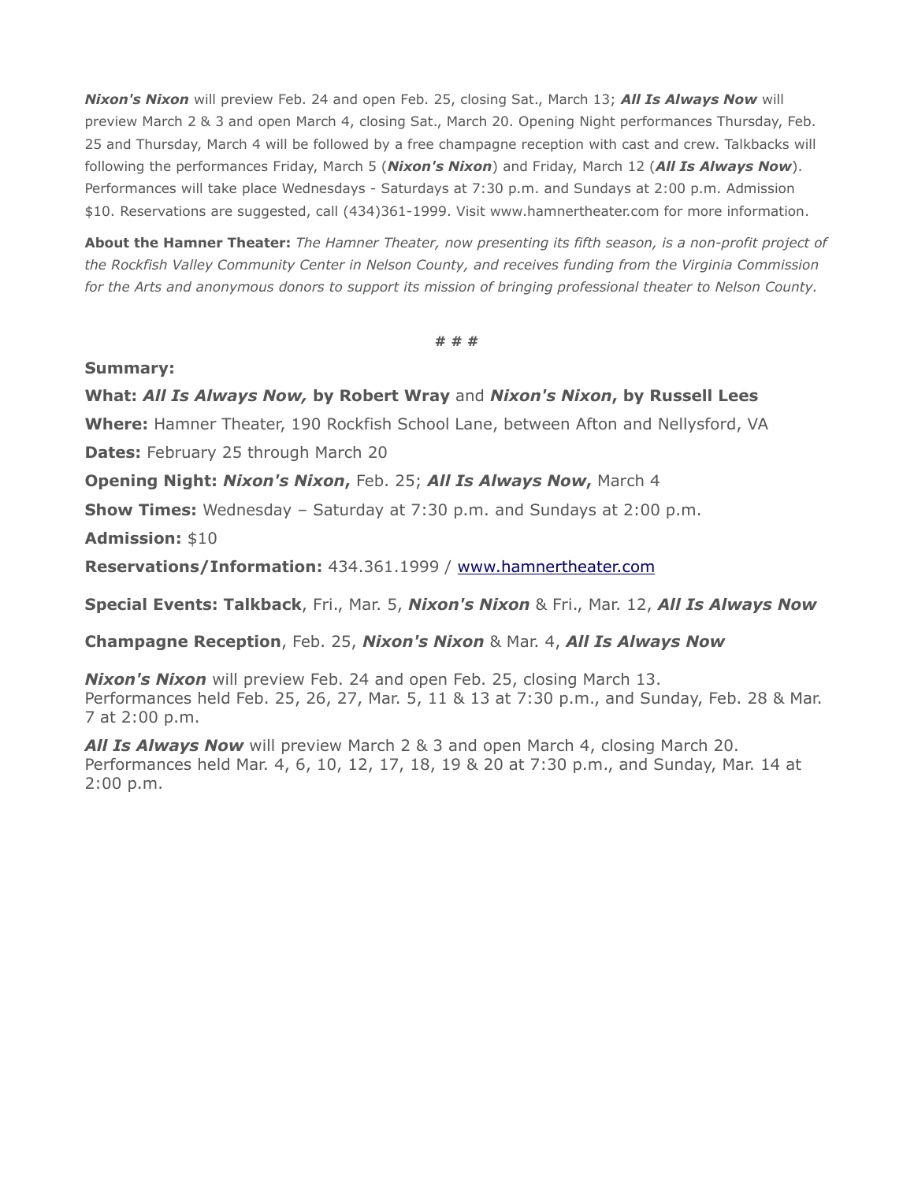***Nixon's Nixon*** will preview Feb. 24 and open Feb. 25, closing Sat., March 13; ***All Is Always Now*** will preview March 2 & 3 and open March 4, closing Sat., March 20. Opening Night performances Thursday, Feb. 25 and Thursday, March 4 will be followed by a free champagne reception with cast and crew. Talkbacks will following the performances Friday, March 5 (***Nixon's Nixon***) and Friday, March 12 (***All Is Always Now***). Performances will take place Wednesdays - Saturdays at 7:30 p.m. and Sundays at 2:00 p.m. Admission $10. Reservations are suggested, call (434)361-1999. Visit www.hamnertheater.com for more information.

**About the Hamner Theater:** *The Hamner Theater, now presenting its fifth season, is a non-profit project of the Rockfish Valley Community Center in Nelson County, and receives funding from the Virginia Commission for the Arts and anonymous donors to support its mission of bringing professional theater to Nelson County.*

# # #

**Summary:**

**What: *All Is Always Now,* by Robert Wray** and ***Nixon's Nixon*, by Russell Lees**

**Where:** Hamner Theater, 190 Rockfish School Lane, between Afton and Nellysford, VA

**Dates:** February 25 through March 20

**Opening Night: *Nixon's Nixon*,** Feb. 25; ***All Is Always Now*,** March 4

**Show Times:** Wednesday – Saturday at 7:30 p.m. and Sundays at 2:00 p.m.

**Admission:** $10

**Reservations/Information:** 434.361.1999 / www.hamnertheater.com

**Special Events: Talkback**, Fri., Mar. 5, ***Nixon's Nixon*** & Fri., Mar. 12, ***All Is Always Now***

**Champagne Reception**, Feb. 25, ***Nixon's Nixon*** & Mar. 4, ***All Is Always Now***

***Nixon's Nixon*** will preview Feb. 24 and open Feb. 25, closing March 13.
Performances held Feb. 25, 26, 27, Mar. 5, 11 & 13 at 7:30 p.m., and Sunday, Feb. 28 & Mar. 7 at 2:00 p.m.

***All Is Always Now*** will preview March 2 & 3 and open March 4, closing March 20.
Performances held Mar. 4, 6, 10, 12, 17, 18, 19 & 20 at 7:30 p.m., and Sunday, Mar. 14 at 2:00 p.m.